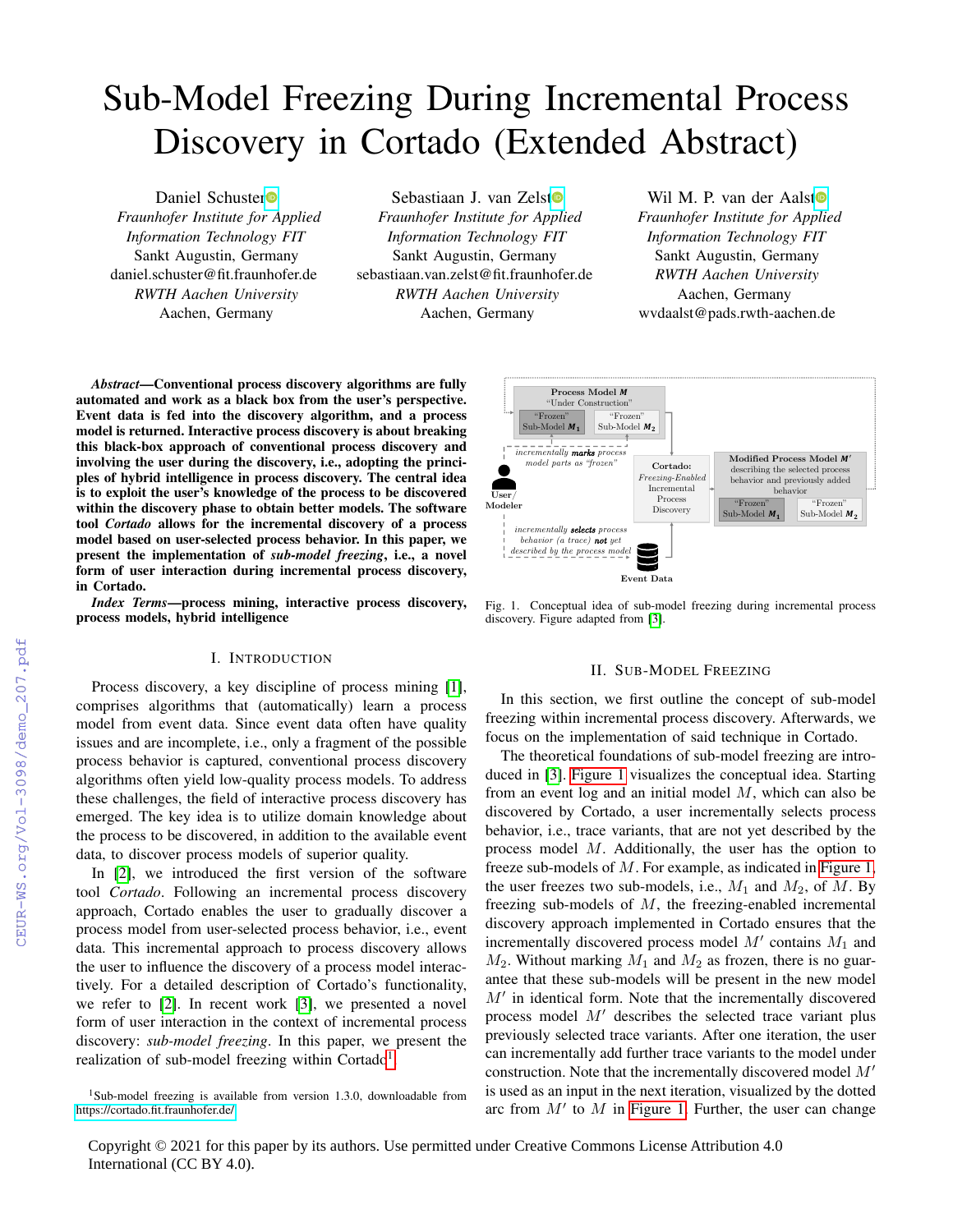# Sub-Model Freezing During Incremental Process Discovery in Cortado (Extended Abstract)

Daniel Schuster
*Fraunhofer Institute for Applied Information Technology FIT*
Sankt Augustin, Germany
daniel.schuster@fit.fraunhofer.de
*RWTH Aachen University*
Aachen, Germany

Sebastiaan J. van Zelst
*Fraunhofer Institute for Applied Information Technology FIT*
Sankt Augustin, Germany
sebastiaan.van.zelst@fit.fraunhofer.de
*RWTH Aachen University*
Aachen, Germany

Wil M. P. van der Aalst
*Fraunhofer Institute for Applied Information Technology FIT*
Sankt Augustin, Germany
*RWTH Aachen University*
Aachen, Germany
wvdaalst@pads.rwth-aachen.de

***Abstract*—Conventional process discovery algorithms are fully automated and work as a black box from the user's perspective. Event data is fed into the discovery algorithm, and a process model is returned. Interactive process discovery is about breaking this black-box approach of conventional process discovery and involving the user during the discovery, i.e., adopting the principles of hybrid intelligence in process discovery. The central idea is to exploit the user's knowledge of the process to be discovered within the discovery phase to obtain better models. The software tool *Cortado* allows for the incremental discovery of a process model based on user-selected process behavior. In this paper, we present the implementation of *sub-model freezing*, i.e., a novel form of user interaction during incremental process discovery, in Cortado.**

***Index Terms*—process mining, interactive process discovery, process models, hybrid intelligence**

## I. Introduction

Process discovery, a key discipline of process mining [1], comprises algorithms that (automatically) learn a process model from event data. Since event data often have quality issues and are incomplete, i.e., only a fragment of the possible process behavior is captured, conventional process discovery algorithms often yield low-quality process models. To address these challenges, the field of interactive process discovery has emerged. The key idea is to utilize domain knowledge about the process to be discovered, in addition to the available event data, to discover process models of superior quality.

In [2], we introduced the first version of the software tool *Cortado*. Following an incremental process discovery approach, Cortado enables the user to gradually discover a process model from user-selected process behavior, i.e., event data. This incremental approach to process discovery allows the user to influence the discovery of a process model interactively. For a detailed description of Cortado's functionality, we refer to [2]. In recent work [3], we presented a novel form of user interaction in the context of incremental process discovery: *sub-model freezing*. In this paper, we present the realization of sub-model freezing within Cortado[1].

[1]Sub-model freezing is available from version 1.3.0, downloadable from https://cortado.fit.fraunhofer.de/

Fig. 1. Conceptual idea of sub-model freezing during incremental process discovery. Figure adapted from [3].

## II. Sub-Model Freezing

In this section, we first outline the concept of sub-model freezing within incremental process discovery. Afterwards, we focus on the implementation of said technique in Cortado.

The theoretical foundations of sub-model freezing are introduced in [3]. Figure 1 visualizes the conceptual idea. Starting from an event log and an initial model $M$, which can also be discovered by Cortado, a user incrementally selects process behavior, i.e., trace variants, that are not yet described by the process model $M$. Additionally, the user has the option to freeze sub-models of $M$. For example, as indicated in Figure 1, the user freezes two sub-models, i.e., $M_1$ and $M_2$, of $M$. By freezing sub-models of $M$, the freezing-enabled incremental discovery approach implemented in Cortado ensures that the incrementally discovered process model $M'$ contains $M_1$ and $M_2$. Without marking $M_1$ and $M_2$ as frozen, there is no guarantee that these sub-models will be present in the new model $M'$ in identical form. Note that the incrementally discovered process model $M'$ describes the selected trace variant plus previously selected trace variants. After one iteration, the user can incrementally add further trace variants to the model under construction. Note that the incrementally discovered model $M'$ is used as an input in the next iteration, visualized by the dotted arc from $M'$ to $M$ in Figure 1. Further, the user can change

Copyright © 2021 for this paper by its authors. Use permitted under Creative Commons License Attribution 4.0 International (CC BY 4.0).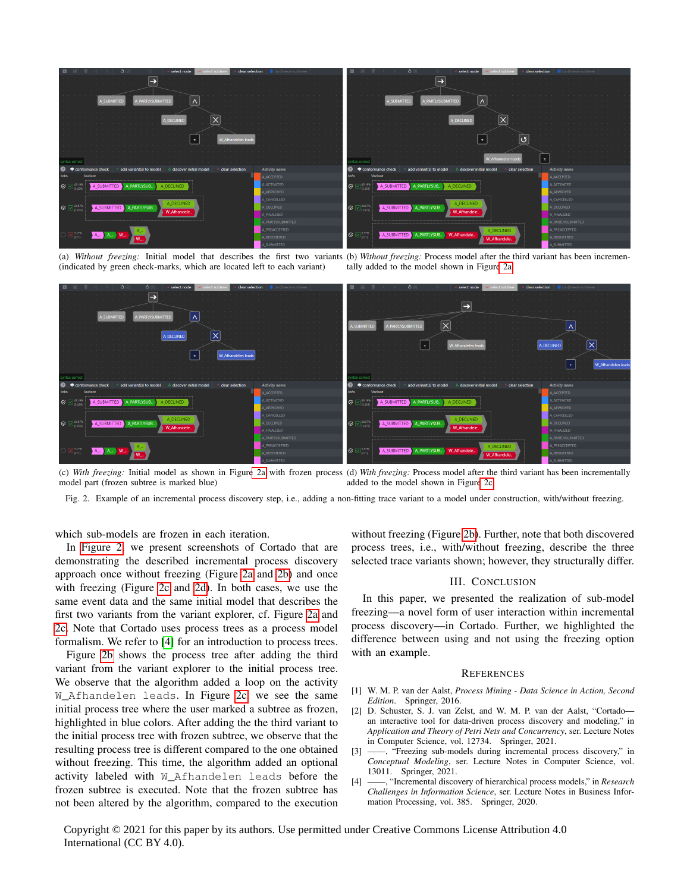(a) *Without freezing:* Initial model that describes the first two variants (indicated by green check-marks, which are located left to each variant)

(b) *Without freezing:* Process model after the third variant has been incrementally added to the model shown in Figure 2a

(c) *With freezing:* Initial model as shown in Figure 2a with frozen process model part (frozen subtree is marked blue)

(d) *With freezing:* Process model after the third variant has been incrementally added to the model shown in Figure 2c

Fig. 2. Example of an incremental process discovery step, i.e., adding a non-fitting trace variant to a model under construction, with/without freezing.

which sub-models are frozen in each iteration.

In Figure 2, we present screenshots of Cortado that are demonstrating the described incremental process discovery approach once without freezing (Figure 2a and 2b) and once with freezing (Figure 2c and 2d). In both cases, we use the same event data and the same initial model that describes the first two variants from the variant explorer, cf. Figure 2a and 2c. Note that Cortado uses process trees as a process model formalism. We refer to [4] for an introduction to process trees.

Figure 2b shows the process tree after adding the third variant from the variant explorer to the initial process tree. We observe that the algorithm added a loop on the activity `W_Afhandelen leads`. In Figure 2c we see the same initial process tree where the user marked a subtree as frozen, highlighted in blue colors. After adding the the third variant to the initial process tree with frozen subtree, we observe that the resulting process tree is different compared to the one obtained without freezing. This time, the algorithm added an optional activity labeled with `W_Afhandelen leads` before the frozen subtree is executed. Note that the frozen subtree has not been altered by the algorithm, compared to the execution without freezing (Figure 2b). Further, note that both discovered process trees, i.e., with/without freezing, describe the three selected trace variants shown; however, they structurally differ.

## III. Conclusion

In this paper, we presented the realization of sub-model freezing—a novel form of user interaction within incremental process discovery—in Cortado. Further, we highlighted the difference between using and not using the freezing option with an example.

## References

[1] W. M. P. van der Aalst, *Process Mining - Data Science in Action, Second Edition*. Springer, 2016.

[2] D. Schuster, S. J. van Zelst, and W. M. P. van der Aalst, "Cortado—an interactive tool for data-driven process discovery and modeling," in *Application and Theory of Petri Nets and Concurrency*, ser. Lecture Notes in Computer Science, vol. 12734. Springer, 2021.

[3] ——, "Freezing sub-models during incremental process discovery," in *Conceptual Modeling*, ser. Lecture Notes in Computer Science, vol. 13011. Springer, 2021.

[4] ——, "Incremental discovery of hierarchical process models," in *Research Challenges in Information Science*, ser. Lecture Notes in Business Information Processing, vol. 385. Springer, 2020.

Copyright © 2021 for this paper by its authors. Use permitted under Creative Commons License Attribution 4.0 International (CC BY 4.0).